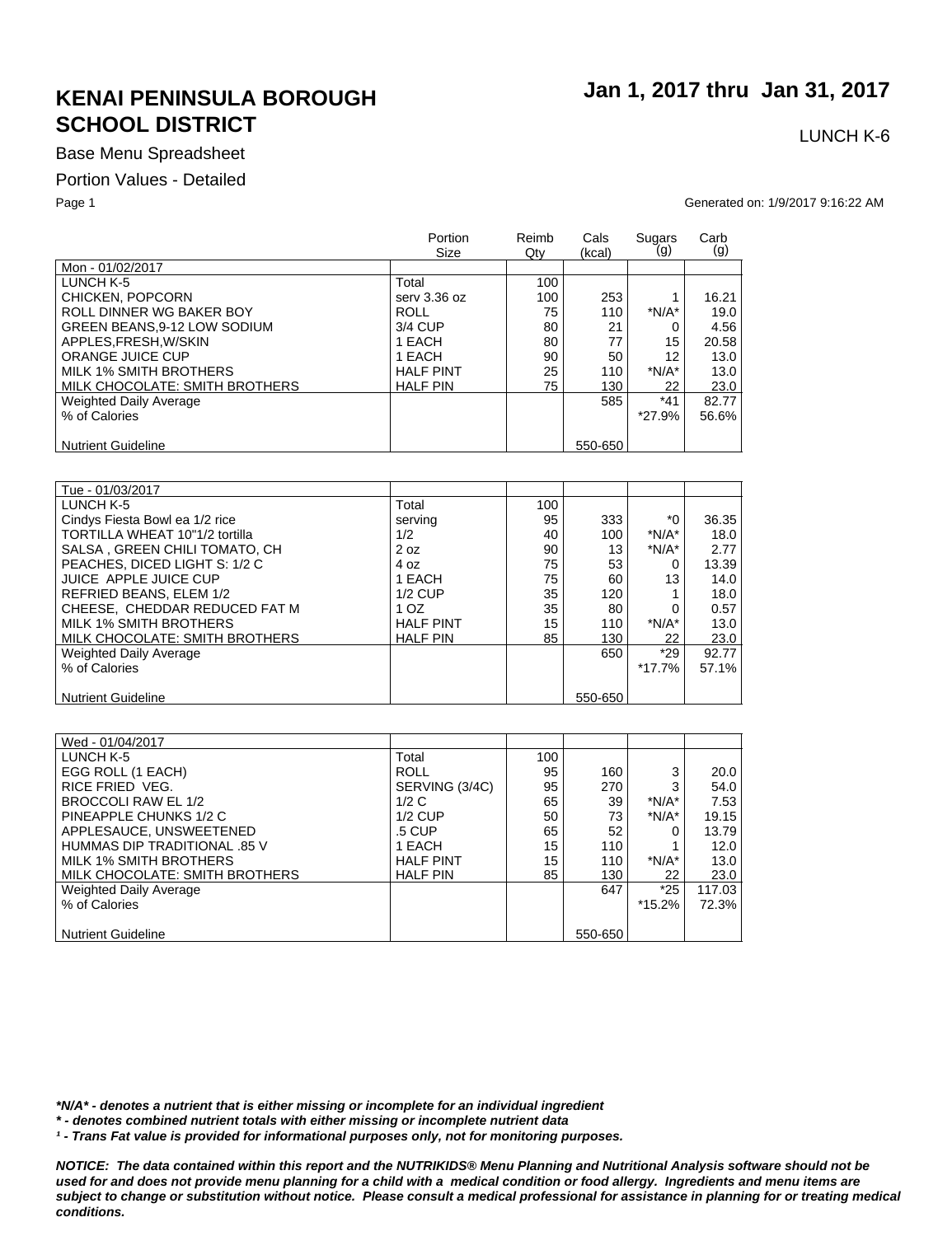# KENAI PENINSULA BOROUGH SCHOOL DISTRICT

**Jan 1, 2017 thru Jan 31, 2017**

LUNCH K-6

Base Menu Spreadsheet

Portion Values - Detailed

Generated on: 1/9/2017 9:16:22 AM

| | Portion Size | Reimb Qty | Cals (kcal) | Sugars (g) | Carb (g) |
|---|---|---|---|---|---|
| Mon - 01/02/2017 | | | | | |
| LUNCH K-5 | Total | 100 | | | |
| CHICKEN, POPCORN | serv 3.36 oz | 100 | 253 | 1 | 16.21 |
| ROLL DINNER WG BAKER BOY | ROLL | 75 | 110 | *N/A* | 19.0 |
| GREEN BEANS,9-12 LOW SODIUM | 3/4 CUP | 80 | 21 | 0 | 4.56 |
| APPLES,FRESH,W/SKIN | 1 EACH | 80 | 77 | 15 | 20.58 |
| ORANGE JUICE CUP | 1 EACH | 90 | 50 | 12 | 13.0 |
| MILK 1% SMITH BROTHERS | HALF PINT | 25 | 110 | *N/A* | 13.0 |
| MILK CHOCOLATE: SMITH BROTHERS | HALF PIN | 75 | 130 | 22 | 23.0 |
| Weighted Daily Average | | | 585 | *41 | 82.77 |
| % of Calories | | | | *27.9% | 56.6% |
| Nutrient Guideline | | | 550-650 | | |

| | Portion Size | Reimb Qty | Cals (kcal) | Sugars (g) | Carb (g) |
|---|---|---|---|---|---|
| Tue - 01/03/2017 | | | | | |
| LUNCH K-5 | Total | 100 | | | |
| Cindys Fiesta Bowl ea 1/2 rice | serving | 95 | 333 | *0 | 36.35 |
| TORTILLA WHEAT 10"1/2 tortilla | 1/2 | 40 | 100 | *N/A* | 18.0 |
| SALSA , GREEN CHILI TOMATO, CH | 2 oz | 90 | 13 | *N/A* | 2.77 |
| PEACHES, DICED LIGHT S: 1/2 C | 4 oz | 75 | 53 | 0 | 13.39 |
| JUICE APPLE JUICE CUP | 1 EACH | 75 | 60 | 13 | 14.0 |
| REFRIED BEANS, ELEM 1/2 | 1/2 CUP | 35 | 120 | 1 | 18.0 |
| CHEESE, CHEDDAR REDUCED FAT M | 1 OZ | 35 | 80 | 0 | 0.57 |
| MILK 1% SMITH BROTHERS | HALF PINT | 15 | 110 | *N/A* | 13.0 |
| MILK CHOCOLATE: SMITH BROTHERS | HALF PIN | 85 | 130 | 22 | 23.0 |
| Weighted Daily Average | | | 650 | *29 | 92.77 |
| % of Calories | | | | *17.7% | 57.1% |
| Nutrient Guideline | | | 550-650 | | |

| | Portion Size | Reimb Qty | Cals (kcal) | Sugars (g) | Carb (g) |
|---|---|---|---|---|---|
| Wed - 01/04/2017 | | | | | |
| LUNCH K-5 | Total | 100 | | | |
| EGG ROLL (1 EACH) | ROLL | 95 | 160 | 3 | 20.0 |
| RICE FRIED VEG. | SERVING (3/4C) | 95 | 270 | 3 | 54.0 |
| BROCCOLI RAW EL 1/2 | 1/2 C | 65 | 39 | *N/A* | 7.53 |
| PINEAPPLE CHUNKS 1/2 C | 1/2 CUP | 50 | 73 | *N/A* | 19.15 |
| APPLESAUCE, UNSWEETENED | .5 CUP | 65 | 52 | 0 | 13.79 |
| HUMMAS DIP TRADITIONAL .85 V | 1 EACH | 15 | 110 | 1 | 12.0 |
| MILK 1% SMITH BROTHERS | HALF PINT | 15 | 110 | *N/A* | 13.0 |
| MILK CHOCOLATE: SMITH BROTHERS | HALF PIN | 85 | 130 | 22 | 23.0 |
| Weighted Daily Average | | | 647 | *25 | 117.03 |
| % of Calories | | | | *15.2% | 72.3% |
| Nutrient Guideline | | | 550-650 | | |

***N/A* - denotes a nutrient that is either missing or incomplete for an individual ingredient***

***\* - denotes combined nutrient totals with either missing or incomplete nutrient data***

***¹ - Trans Fat value is provided for informational purposes only, not for monitoring purposes.***

***NOTICE: The data contained within this report and the NUTRIKIDS® Menu Planning and Nutritional Analysis software should not be used for and does not provide menu planning for a child with a medical condition or food allergy. Ingredients and menu items are subject to change or substitution without notice. Please consult a medical professional for assistance in planning for or treating medical conditions.***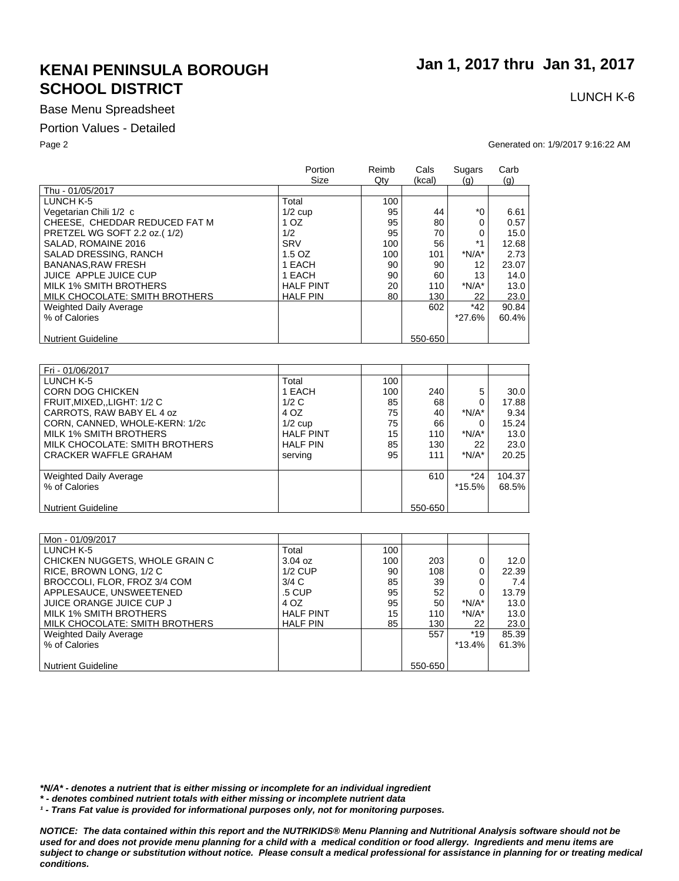# KENAI PENINSULA BOROUGH SCHOOL DISTRICT

## Jan 1, 2017 thru Jan 31, 2017

LUNCH K-6

Base Menu Spreadsheet

Portion Values - Detailed

Generated on: 1/9/2017 9:16:22 AM

| | Portion Size | Reimb Qty | Cals (kcal) | Sugars (g) | Carb (g) |
|---|---|---|---|---|---|
| Thu - 01/05/2017 | | | | | |
| LUNCH K-5 | Total | 100 | | | |
| Vegetarian Chili 1/2 c | 1/2 cup | 95 | 44 | *0 | 6.61 |
| CHEESE, CHEDDAR REDUCED FAT M | 1 OZ | 95 | 80 | 0 | 0.57 |
| PRETZEL WG SOFT 2.2 oz.( 1/2) | 1/2 | 95 | 70 | 0 | 15.0 |
| SALAD, ROMAINE 2016 | SRV | 100 | 56 | *1 | 12.68 |
| SALAD DRESSING, RANCH | 1.5 OZ | 100 | 101 | *N/A* | 2.73 |
| BANANAS,RAW FRESH | 1 EACH | 90 | 90 | 12 | 23.07 |
| JUICE APPLE JUICE CUP | 1 EACH | 90 | 60 | 13 | 14.0 |
| MILK 1% SMITH BROTHERS | HALF PINT | 20 | 110 | *N/A* | 13.0 |
| MILK CHOCOLATE: SMITH BROTHERS | HALF PIN | 80 | 130 | 22 | 23.0 |
| Weighted Daily Average | | | 602 | *42 | 90.84 |
| % of Calories | | | | *27.6% | 60.4% |
| Nutrient Guideline | | | 550-650 | | |

| | Portion Size | Reimb Qty | Cals (kcal) | Sugars (g) | Carb (g) |
|---|---|---|---|---|---|
| Fri - 01/06/2017 | | | | | |
| LUNCH K-5 | Total | 100 | | | |
| CORN DOG CHICKEN | 1 EACH | 100 | 240 | 5 | 30.0 |
| FRUIT,MIXED,,LIGHT: 1/2 C | 1/2 C | 85 | 68 | 0 | 17.88 |
| CARROTS, RAW BABY EL 4 oz | 4 OZ | 75 | 40 | *N/A* | 9.34 |
| CORN, CANNED, WHOLE-KERN: 1/2c | 1/2 cup | 75 | 66 | 0 | 15.24 |
| MILK 1% SMITH BROTHERS | HALF PINT | 15 | 110 | *N/A* | 13.0 |
| MILK CHOCOLATE: SMITH BROTHERS | HALF PIN | 85 | 130 | 22 | 23.0 |
| CRACKER WAFFLE GRAHAM | serving | 95 | 111 | *N/A* | 20.25 |
| Weighted Daily Average | | | 610 | *24 | 104.37 |
| % of Calories | | | | *15.5% | 68.5% |
| Nutrient Guideline | | | 550-650 | | |

| | Portion Size | Reimb Qty | Cals (kcal) | Sugars (g) | Carb (g) |
|---|---|---|---|---|---|
| Mon - 01/09/2017 | | | | | |
| LUNCH K-5 | Total | 100 | | | |
| CHICKEN NUGGETS, WHOLE GRAIN C | 3.04 oz | 100 | 203 | 0 | 12.0 |
| RICE, BROWN LONG, 1/2 C | 1/2 CUP | 90 | 108 | 0 | 22.39 |
| BROCCOLI, FLOR, FROZ 3/4 COM | 3/4 C | 85 | 39 | 0 | 7.4 |
| APPLESAUCE, UNSWEETENED | .5 CUP | 95 | 52 | 0 | 13.79 |
| JUICE ORANGE JUICE CUP J | 4 OZ | 95 | 50 | *N/A* | 13.0 |
| MILK 1% SMITH BROTHERS | HALF PINT | 15 | 110 | *N/A* | 13.0 |
| MILK CHOCOLATE: SMITH BROTHERS | HALF PIN | 85 | 130 | 22 | 23.0 |
| Weighted Daily Average | | | 557 | *19 | 85.39 |
| % of Calories | | | | *13.4% | 61.3% |
| Nutrient Guideline | | | 550-650 | | |

***N/A* - denotes a nutrient that is either missing or incomplete for an individual ingredient***

***\* - denotes combined nutrient totals with either missing or incomplete nutrient data***

***¹ - Trans Fat value is provided for informational purposes only, not for monitoring purposes.***

***NOTICE: The data contained within this report and the NUTRIKIDS® Menu Planning and Nutritional Analysis software should not be used for and does not provide menu planning for a child with a medical condition or food allergy. Ingredients and menu items are subject to change or substitution without notice. Please consult a medical professional for assistance in planning for or treating medical conditions.***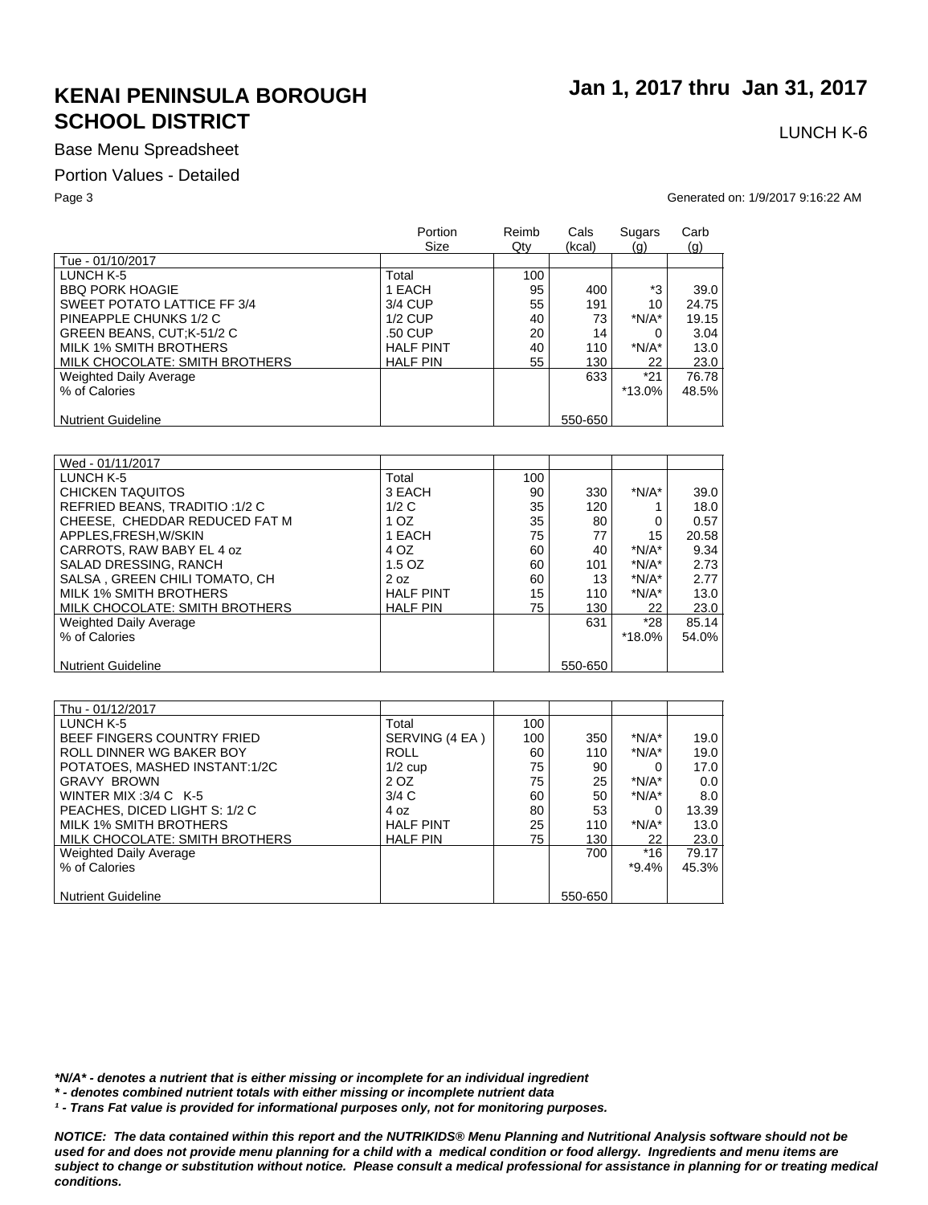# KENAI PENINSULA BOROUGH SCHOOL DISTRICT

## Jan 1, 2017 thru Jan 31, 2017

LUNCH K-6

Base Menu Spreadsheet

Portion Values - Detailed

Generated on: 1/9/2017 9:16:22 AM

| | Portion Size | Reimb Qty | Cals (kcal) | Sugars (g) | Carb (g) |
|---|---|---|---|---|---|
| Tue - 01/10/2017 | | | | | |
| LUNCH K-5 | Total | 100 | | | |
| BBQ PORK HOAGIE | 1 EACH | 95 | 400 | *3 | 39.0 |
| SWEET POTATO LATTICE FF 3/4 | 3/4 CUP | 55 | 191 | 10 | 24.75 |
| PINEAPPLE CHUNKS 1/2 C | 1/2 CUP | 40 | 73 | *N/A* | 19.15 |
| GREEN BEANS, CUT;K-51/2 C | .50 CUP | 20 | 14 | 0 | 3.04 |
| MILK 1% SMITH BROTHERS | HALF PINT | 40 | 110 | *N/A* | 13.0 |
| MILK CHOCOLATE: SMITH BROTHERS | HALF PIN | 55 | 130 | 22 | 23.0 |
| Weighted Daily Average | | | 633 | *21 | 76.78 |
| % of Calories | | | | *13.0% | 48.5% |
| Nutrient Guideline | | | 550-650 | | |

| | Portion Size | Reimb Qty | Cals (kcal) | Sugars (g) | Carb (g) |
|---|---|---|---|---|---|
| Wed - 01/11/2017 | | | | | |
| LUNCH K-5 | Total | 100 | | | |
| CHICKEN TAQUITOS | 3 EACH | 90 | 330 | *N/A* | 39.0 |
| REFRIED BEANS, TRADITIO :1/2 C | 1/2 C | 35 | 120 | 1 | 18.0 |
| CHEESE, CHEDDAR REDUCED FAT M | 1 OZ | 35 | 80 | 0 | 0.57 |
| APPLES,FRESH,W/SKIN | 1 EACH | 75 | 77 | 15 | 20.58 |
| CARROTS, RAW BABY EL 4 oz | 4 OZ | 60 | 40 | *N/A* | 9.34 |
| SALAD DRESSING, RANCH | 1.5 OZ | 60 | 101 | *N/A* | 2.73 |
| SALSA , GREEN CHILI TOMATO, CH | 2 oz | 60 | 13 | *N/A* | 2.77 |
| MILK 1% SMITH BROTHERS | HALF PINT | 15 | 110 | *N/A* | 13.0 |
| MILK CHOCOLATE: SMITH BROTHERS | HALF PIN | 75 | 130 | 22 | 23.0 |
| Weighted Daily Average | | | 631 | *28 | 85.14 |
| % of Calories | | | | *18.0% | 54.0% |
| Nutrient Guideline | | | 550-650 | | |

| | Portion Size | Reimb Qty | Cals (kcal) | Sugars (g) | Carb (g) |
|---|---|---|---|---|---|
| Thu - 01/12/2017 | | | | | |
| LUNCH K-5 | Total | 100 | | | |
| BEEF FINGERS COUNTRY FRIED | SERVING (4 EA ) | 100 | 350 | *N/A* | 19.0 |
| ROLL DINNER WG BAKER BOY | ROLL | 60 | 110 | *N/A* | 19.0 |
| POTATOES, MASHED INSTANT:1/2C | 1/2 cup | 75 | 90 | 0 | 17.0 |
| GRAVY BROWN | 2 OZ | 75 | 25 | *N/A* | 0.0 |
| WINTER MIX :3/4 C K-5 | 3/4 C | 60 | 50 | *N/A* | 8.0 |
| PEACHES, DICED LIGHT S: 1/2 C | 4 oz | 80 | 53 | 0 | 13.39 |
| MILK 1% SMITH BROTHERS | HALF PINT | 25 | 110 | *N/A* | 13.0 |
| MILK CHOCOLATE: SMITH BROTHERS | HALF PIN | 75 | 130 | 22 | 23.0 |
| Weighted Daily Average | | | 700 | *16 | 79.17 |
| % of Calories | | | | *9.4% | 45.3% |
| Nutrient Guideline | | | 550-650 | | |

***N/A* - denotes a nutrient that is either missing or incomplete for an individual ingredient***

***\* - denotes combined nutrient totals with either missing or incomplete nutrient data***

***¹ - Trans Fat value is provided for informational purposes only, not for monitoring purposes.***

***NOTICE: The data contained within this report and the NUTRIKIDS® Menu Planning and Nutritional Analysis software should not be used for and does not provide menu planning for a child with a medical condition or food allergy. Ingredients and menu items are subject to change or substitution without notice. Please consult a medical professional for assistance in planning for or treating medical conditions.***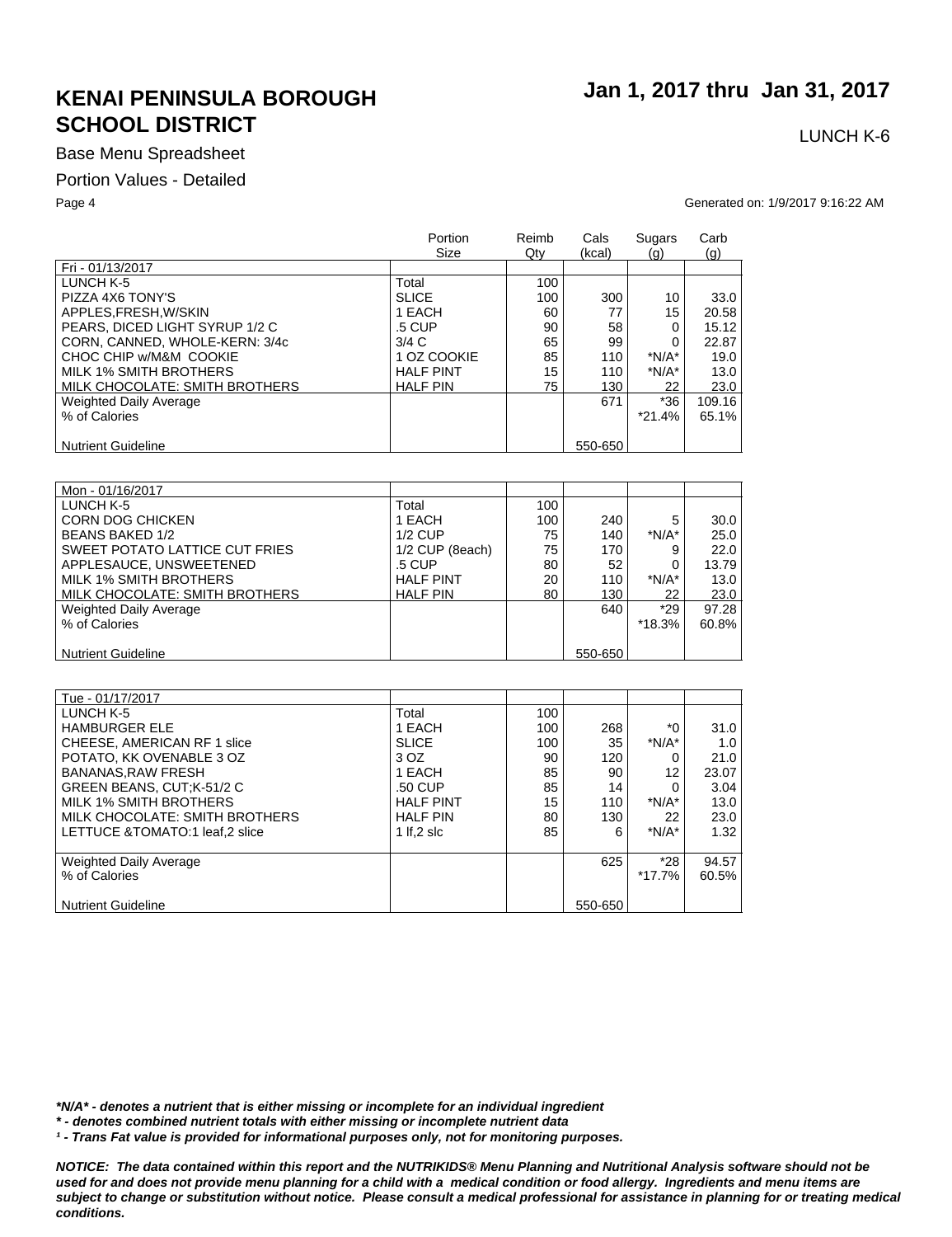# KENAI PENINSULA BOROUGH SCHOOL DISTRICT

**Jan 1, 2017 thru Jan 31, 2017**

LUNCH K-6

Base Menu Spreadsheet

Portion Values - Detailed

Generated on: 1/9/2017 9:16:22 AM

| | Portion Size | Reimb Qty | Cals (kcal) | Sugars (g) | Carb (g) |
|---|---|---|---|---|---|
| Fri - 01/13/2017 | | | | | |
| LUNCH K-5 | Total | 100 | | | |
| PIZZA 4X6 TONY'S | SLICE | 100 | 300 | 10 | 33.0 |
| APPLES,FRESH,W/SKIN | 1 EACH | 60 | 77 | 15 | 20.58 |
| PEARS, DICED LIGHT SYRUP 1/2 C | .5 CUP | 90 | 58 | 0 | 15.12 |
| CORN, CANNED, WHOLE-KERN: 3/4c | 3/4 C | 65 | 99 | 0 | 22.87 |
| CHOC CHIP w/M&M COOKIE | 1 OZ COOKIE | 85 | 110 | *N/A* | 19.0 |
| MILK 1% SMITH BROTHERS | HALF PINT | 15 | 110 | *N/A* | 13.0 |
| MILK CHOCOLATE: SMITH BROTHERS | HALF PIN | 75 | 130 | 22 | 23.0 |
| Weighted Daily Average | | | 671 | *36 | 109.16 |
| % of Calories | | | | *21.4% | 65.1% |
| Nutrient Guideline | | | 550-650 | | |

| | Portion Size | Reimb Qty | Cals (kcal) | Sugars (g) | Carb (g) |
|---|---|---|---|---|---|
| Mon - 01/16/2017 | | | | | |
| LUNCH K-5 | Total | 100 | | | |
| CORN DOG CHICKEN | 1 EACH | 100 | 240 | 5 | 30.0 |
| BEANS BAKED 1/2 | 1/2 CUP | 75 | 140 | *N/A* | 25.0 |
| SWEET POTATO LATTICE CUT FRIES | 1/2 CUP (8each) | 75 | 170 | 9 | 22.0 |
| APPLESAUCE, UNSWEETENED | .5 CUP | 80 | 52 | 0 | 13.79 |
| MILK 1% SMITH BROTHERS | HALF PINT | 20 | 110 | *N/A* | 13.0 |
| MILK CHOCOLATE: SMITH BROTHERS | HALF PIN | 80 | 130 | 22 | 23.0 |
| Weighted Daily Average | | | 640 | *29 | 97.28 |
| % of Calories | | | | *18.3% | 60.8% |
| Nutrient Guideline | | | 550-650 | | |

| | Portion Size | Reimb Qty | Cals (kcal) | Sugars (g) | Carb (g) |
|---|---|---|---|---|---|
| Tue - 01/17/2017 | | | | | |
| LUNCH K-5 | Total | 100 | | | |
| HAMBURGER ELE | 1 EACH | 100 | 268 | *0 | 31.0 |
| CHEESE, AMERICAN RF 1 slice | SLICE | 100 | 35 | *N/A* | 1.0 |
| POTATO, KK OVENABLE 3 OZ | 3 OZ | 90 | 120 | 0 | 21.0 |
| BANANAS,RAW FRESH | 1 EACH | 85 | 90 | 12 | 23.07 |
| GREEN BEANS, CUT;K-51/2 C | .50 CUP | 85 | 14 | 0 | 3.04 |
| MILK 1% SMITH BROTHERS | HALF PINT | 15 | 110 | *N/A* | 13.0 |
| MILK CHOCOLATE: SMITH BROTHERS | HALF PIN | 80 | 130 | 22 | 23.0 |
| LETTUCE &TOMATO:1 leaf,2 slice | 1 lf,2 slc | 85 | 6 | *N/A* | 1.32 |
| Weighted Daily Average | | | 625 | *28 | 94.57 |
| % of Calories | | | | *17.7% | 60.5% |
| Nutrient Guideline | | | 550-650 | | |

***N/A* - denotes a nutrient that is either missing or incomplete for an individual ingredient***

***\* - denotes combined nutrient totals with either missing or incomplete nutrient data***

***¹ - Trans Fat value is provided for informational purposes only, not for monitoring purposes.***

***NOTICE: The data contained within this report and the NUTRIKIDS® Menu Planning and Nutritional Analysis software should not be used for and does not provide menu planning for a child with a medical condition or food allergy. Ingredients and menu items are subject to change or substitution without notice. Please consult a medical professional for assistance in planning for or treating medical conditions.***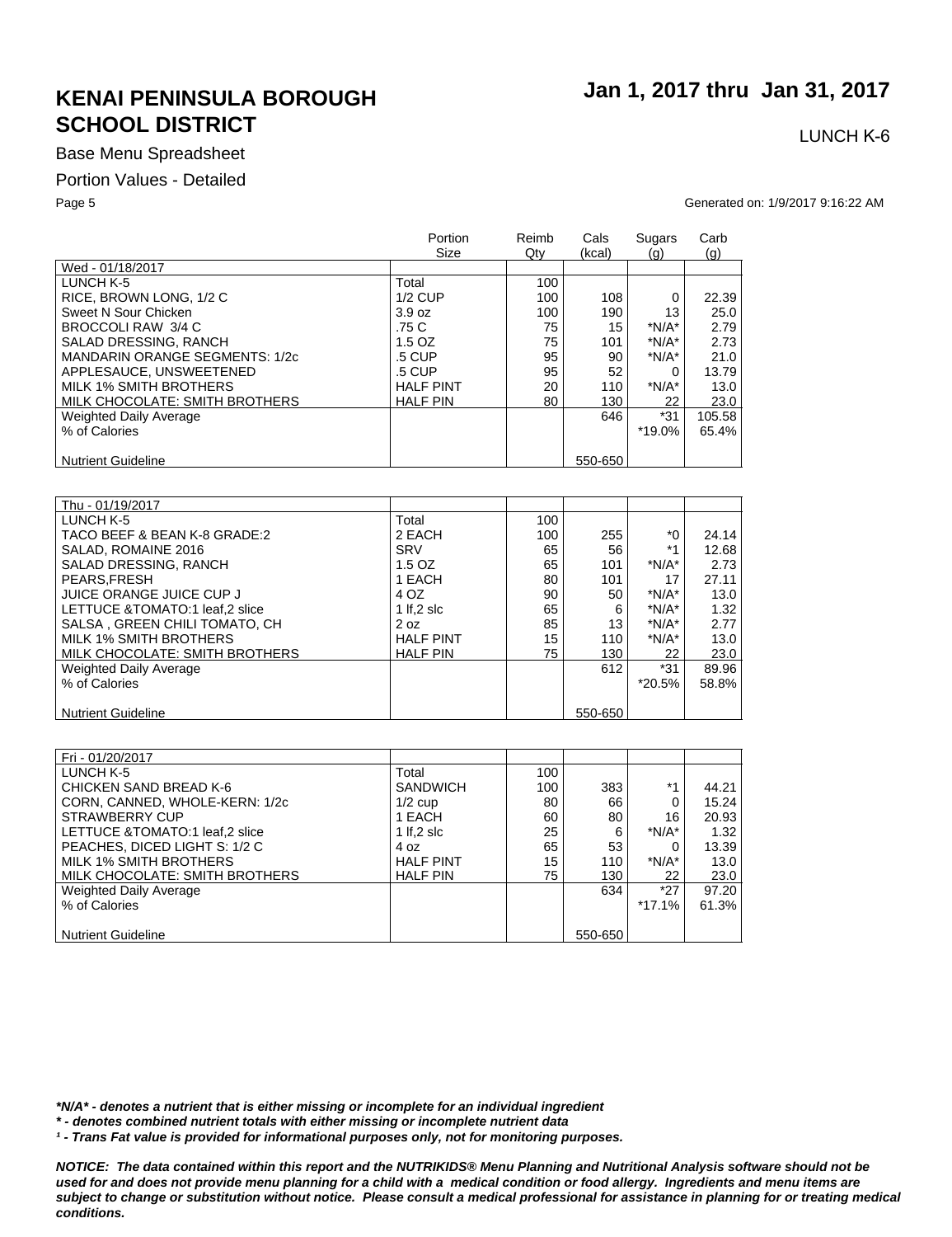# KENAI PENINSULA BOROUGH SCHOOL DISTRICT

## Jan 1, 2017 thru Jan 31, 2017

LUNCH K-6

Base Menu Spreadsheet

Portion Values - Detailed

Generated on: 1/9/2017 9:16:22 AM

| | Portion Size | Reimb Qty | Cals (kcal) | Sugars (g) | Carb (g) |
|---|---|---|---|---|---|
| Wed - 01/18/2017 | | | | | |
| LUNCH K-5 | Total | 100 | | | |
| RICE, BROWN LONG, 1/2 C | 1/2 CUP | 100 | 108 | 0 | 22.39 |
| Sweet N Sour Chicken | 3.9 oz | 100 | 190 | 13 | 25.0 |
| BROCCOLI RAW 3/4 C | .75 C | 75 | 15 | *N/A* | 2.79 |
| SALAD DRESSING, RANCH | 1.5 OZ | 75 | 101 | *N/A* | 2.73 |
| MANDARIN ORANGE SEGMENTS: 1/2c | .5 CUP | 95 | 90 | *N/A* | 21.0 |
| APPLESAUCE, UNSWEETENED | .5 CUP | 95 | 52 | 0 | 13.79 |
| MILK 1% SMITH BROTHERS | HALF PINT | 20 | 110 | *N/A* | 13.0 |
| MILK CHOCOLATE: SMITH BROTHERS | HALF PIN | 80 | 130 | 22 | 23.0 |
| Weighted Daily Average | | | 646 | *31 | 105.58 |
| % of Calories | | | | *19.0% | 65.4% |
| Nutrient Guideline | | | 550-650 | | |

| | Portion Size | Reimb Qty | Cals (kcal) | Sugars (g) | Carb (g) |
|---|---|---|---|---|---|
| Thu - 01/19/2017 | | | | | |
| LUNCH K-5 | Total | 100 | | | |
| TACO BEEF & BEAN K-8 GRADE:2 | 2 EACH | 100 | 255 | *0 | 24.14 |
| SALAD, ROMAINE 2016 | SRV | 65 | 56 | *1 | 12.68 |
| SALAD DRESSING, RANCH | 1.5 OZ | 65 | 101 | *N/A* | 2.73 |
| PEARS,FRESH | 1 EACH | 80 | 101 | 17 | 27.11 |
| JUICE ORANGE JUICE CUP J | 4 OZ | 90 | 50 | *N/A* | 13.0 |
| LETTUCE &TOMATO:1 leaf,2 slice | 1 lf,2 slc | 65 | 6 | *N/A* | 1.32 |
| SALSA , GREEN CHILI TOMATO, CH | 2 oz | 85 | 13 | *N/A* | 2.77 |
| MILK 1% SMITH BROTHERS | HALF PINT | 15 | 110 | *N/A* | 13.0 |
| MILK CHOCOLATE: SMITH BROTHERS | HALF PIN | 75 | 130 | 22 | 23.0 |
| Weighted Daily Average | | | 612 | *31 | 89.96 |
| % of Calories | | | | *20.5% | 58.8% |
| Nutrient Guideline | | | 550-650 | | |

| | Portion Size | Reimb Qty | Cals (kcal) | Sugars (g) | Carb (g) |
|---|---|---|---|---|---|
| Fri - 01/20/2017 | | | | | |
| LUNCH K-5 | Total | 100 | | | |
| CHICKEN SAND BREAD K-6 | SANDWICH | 100 | 383 | *1 | 44.21 |
| CORN, CANNED, WHOLE-KERN: 1/2c | 1/2 cup | 80 | 66 | 0 | 15.24 |
| STRAWBERRY CUP | 1 EACH | 60 | 80 | 16 | 20.93 |
| LETTUCE &TOMATO:1 leaf,2 slice | 1 lf,2 slc | 25 | 6 | *N/A* | 1.32 |
| PEACHES, DICED LIGHT S: 1/2 C | 4 oz | 65 | 53 | 0 | 13.39 |
| MILK 1% SMITH BROTHERS | HALF PINT | 15 | 110 | *N/A* | 13.0 |
| MILK CHOCOLATE: SMITH BROTHERS | HALF PIN | 75 | 130 | 22 | 23.0 |
| Weighted Daily Average | | | 634 | *27 | 97.20 |
| % of Calories | | | | *17.1% | 61.3% |
| Nutrient Guideline | | | 550-650 | | |

***N/A* - denotes a nutrient that is either missing or incomplete for an individual ingredient***

***\* - denotes combined nutrient totals with either missing or incomplete nutrient data***

***¹ - Trans Fat value is provided for informational purposes only, not for monitoring purposes.***

***NOTICE: The data contained within this report and the NUTRIKIDS® Menu Planning and Nutritional Analysis software should not be used for and does not provide menu planning for a child with a medical condition or food allergy. Ingredients and menu items are subject to change or substitution without notice. Please consult a medical professional for assistance in planning for or treating medical conditions.***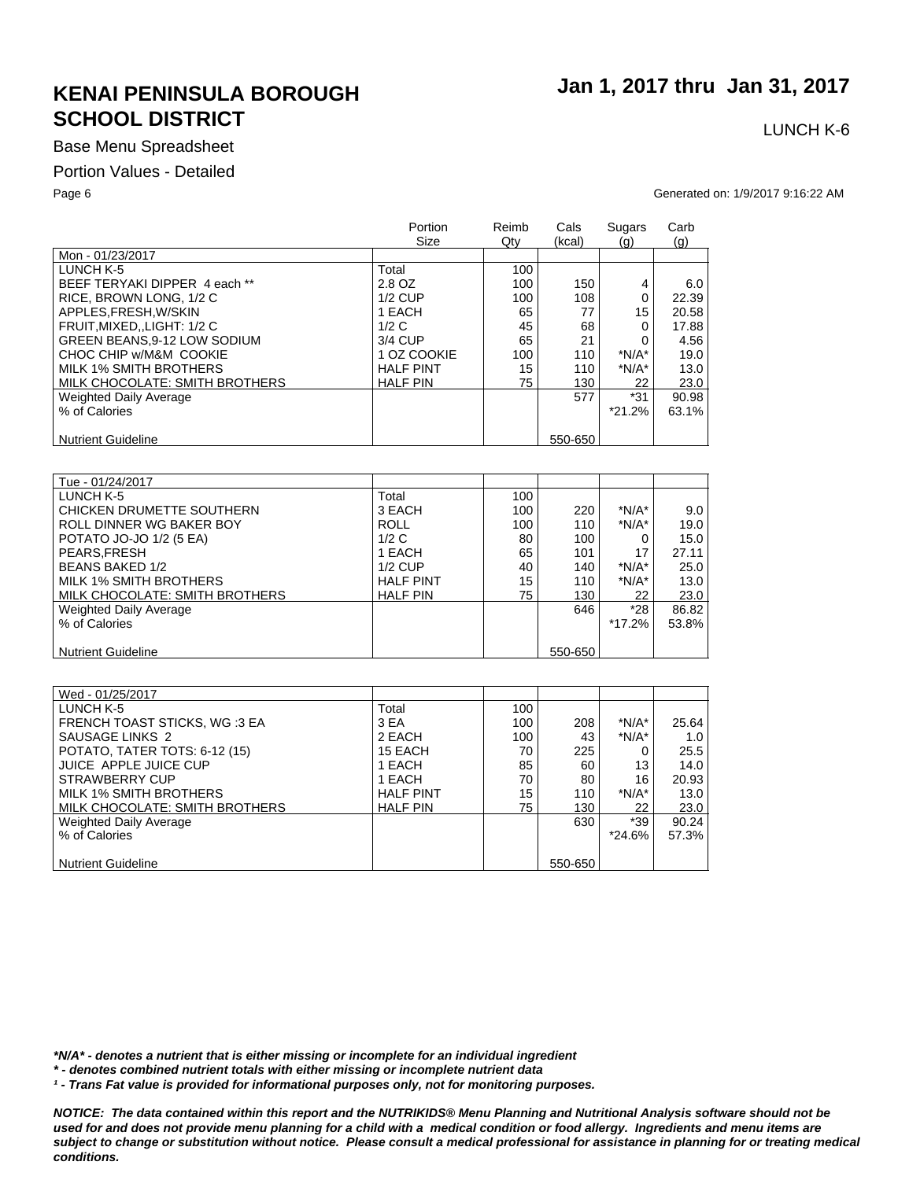# KENAI PENINSULA BOROUGH SCHOOL DISTRICT

**Jan 1, 2017 thru Jan 31, 2017**

LUNCH K-6

Base Menu Spreadsheet

Portion Values - Detailed

Generated on: 1/9/2017 9:16:22 AM

| | Portion Size | Reimb Qty | Cals (kcal) | Sugars (g) | Carb (g) |
|---|---|---|---|---|---|
| Mon - 01/23/2017 | | | | | |
| LUNCH K-5 | Total | 100 | | | |
| BEEF TERYAKI DIPPER 4 each ** | 2.8 OZ | 100 | 150 | 4 | 6.0 |
| RICE, BROWN LONG, 1/2 C | 1/2 CUP | 100 | 108 | 0 | 22.39 |
| APPLES,FRESH,W/SKIN | 1 EACH | 65 | 77 | 15 | 20.58 |
| FRUIT,MIXED,,LIGHT: 1/2 C | 1/2 C | 45 | 68 | 0 | 17.88 |
| GREEN BEANS,9-12 LOW SODIUM | 3/4 CUP | 65 | 21 | 0 | 4.56 |
| CHOC CHIP w/M&M COOKIE | 1 OZ COOKIE | 100 | 110 | *N/A* | 19.0 |
| MILK 1% SMITH BROTHERS | HALF PINT | 15 | 110 | *N/A* | 13.0 |
| MILK CHOCOLATE: SMITH BROTHERS | HALF PIN | 75 | 130 | 22 | 23.0 |
| Weighted Daily Average | | | 577 | *31 | 90.98 |
| % of Calories | | | | *21.2% | 63.1% |
| Nutrient Guideline | | | 550-650 | | |

| | Portion Size | Reimb Qty | Cals (kcal) | Sugars (g) | Carb (g) |
|---|---|---|---|---|---|
| Tue - 01/24/2017 | | | | | |
| LUNCH K-5 | Total | 100 | | | |
| CHICKEN DRUMETTE SOUTHERN | 3 EACH | 100 | 220 | *N/A* | 9.0 |
| ROLL DINNER WG BAKER BOY | ROLL | 100 | 110 | *N/A* | 19.0 |
| POTATO JO-JO 1/2 (5 EA) | 1/2 C | 80 | 100 | 0 | 15.0 |
| PEARS,FRESH | 1 EACH | 65 | 101 | 17 | 27.11 |
| BEANS BAKED 1/2 | 1/2 CUP | 40 | 140 | *N/A* | 25.0 |
| MILK 1% SMITH BROTHERS | HALF PINT | 15 | 110 | *N/A* | 13.0 |
| MILK CHOCOLATE: SMITH BROTHERS | HALF PIN | 75 | 130 | 22 | 23.0 |
| Weighted Daily Average | | | 646 | *28 | 86.82 |
| % of Calories | | | | *17.2% | 53.8% |
| Nutrient Guideline | | | 550-650 | | |

| | Portion Size | Reimb Qty | Cals (kcal) | Sugars (g) | Carb (g) |
|---|---|---|---|---|---|
| Wed - 01/25/2017 | | | | | |
| LUNCH K-5 | Total | 100 | | | |
| FRENCH TOAST STICKS, WG :3 EA | 3 EA | 100 | 208 | *N/A* | 25.64 |
| SAUSAGE LINKS 2 | 2 EACH | 100 | 43 | *N/A* | 1.0 |
| POTATO, TATER TOTS: 6-12 (15) | 15 EACH | 70 | 225 | 0 | 25.5 |
| JUICE APPLE JUICE CUP | 1 EACH | 85 | 60 | 13 | 14.0 |
| STRAWBERRY CUP | 1 EACH | 70 | 80 | 16 | 20.93 |
| MILK 1% SMITH BROTHERS | HALF PINT | 15 | 110 | *N/A* | 13.0 |
| MILK CHOCOLATE: SMITH BROTHERS | HALF PIN | 75 | 130 | 22 | 23.0 |
| Weighted Daily Average | | | 630 | *39 | 90.24 |
| % of Calories | | | | *24.6% | 57.3% |
| Nutrient Guideline | | | 550-650 | | |

***N/A* - denotes a nutrient that is either missing or incomplete for an individual ingredient***

***\* - denotes combined nutrient totals with either missing or incomplete nutrient data***

***¹ - Trans Fat value is provided for informational purposes only, not for monitoring purposes.***

***NOTICE: The data contained within this report and the NUTRIKIDS® Menu Planning and Nutritional Analysis software should not be used for and does not provide menu planning for a child with a medical condition or food allergy. Ingredients and menu items are subject to change or substitution without notice. Please consult a medical professional for assistance in planning for or treating medical conditions.***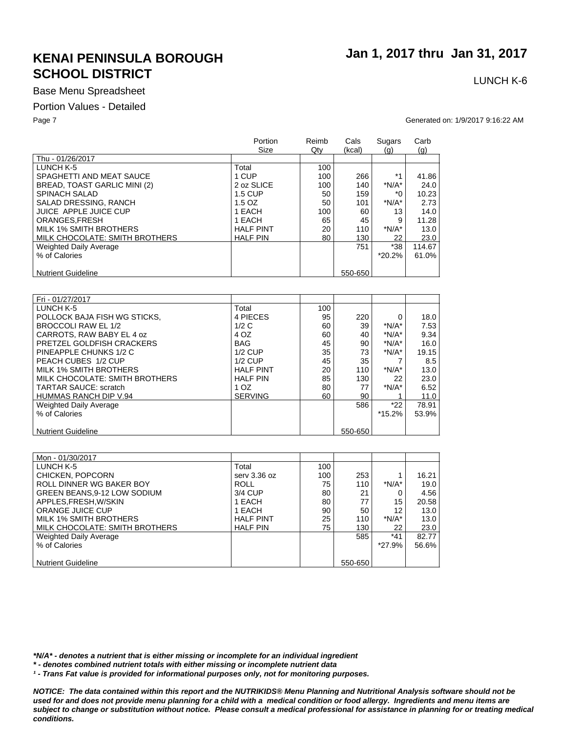# KENAI PENINSULA BOROUGH SCHOOL DISTRICT

**Jan 1, 2017 thru Jan 31, 2017**

LUNCH K-6

Base Menu Spreadsheet

Portion Values - Detailed

Generated on: 1/9/2017 9:16:22 AM

| | Portion Size | Reimb Qty | Cals (kcal) | Sugars (g) | Carb (g) |
|---|---|---|---|---|---|
| Thu - 01/26/2017 | | | | | |
| LUNCH K-5 | Total | 100 | | | |
| SPAGHETTI AND MEAT SAUCE | 1 CUP | 100 | 266 | *1 | 41.86 |
| BREAD, TOAST GARLIC MINI (2) | 2 oz SLICE | 100 | 140 | *N/A* | 24.0 |
| SPINACH SALAD | 1.5 CUP | 50 | 159 | *0 | 10.23 |
| SALAD DRESSING, RANCH | 1.5 OZ | 50 | 101 | *N/A* | 2.73 |
| JUICE APPLE JUICE CUP | 1 EACH | 100 | 60 | 13 | 14.0 |
| ORANGES,FRESH | 1 EACH | 65 | 45 | 9 | 11.28 |
| MILK 1% SMITH BROTHERS | HALF PINT | 20 | 110 | *N/A* | 13.0 |
| MILK CHOCOLATE: SMITH BROTHERS | HALF PIN | 80 | 130 | 22 | 23.0 |
| Weighted Daily Average | | | 751 | *38 | 114.67 |
| % of Calories | | | | *20.2% | 61.0% |
| Nutrient Guideline | | | 550-650 | | |

| | Portion Size | Reimb Qty | Cals (kcal) | Sugars (g) | Carb (g) |
|---|---|---|---|---|---|
| Fri - 01/27/2017 | | | | | |
| LUNCH K-5 | Total | 100 | | | |
| POLLOCK BAJA FISH WG STICKS, | 4 PIECES | 95 | 220 | 0 | 18.0 |
| BROCCOLI RAW EL 1/2 | 1/2 C | 60 | 39 | *N/A* | 7.53 |
| CARROTS, RAW BABY EL 4 oz | 4 OZ | 60 | 40 | *N/A* | 9.34 |
| PRETZEL GOLDFISH CRACKERS | BAG | 45 | 90 | *N/A* | 16.0 |
| PINEAPPLE CHUNKS 1/2 C | 1/2 CUP | 35 | 73 | *N/A* | 19.15 |
| PEACH CUBES 1/2 CUP | 1/2 CUP | 45 | 35 | 7 | 8.5 |
| MILK 1% SMITH BROTHERS | HALF PINT | 20 | 110 | *N/A* | 13.0 |
| MILK CHOCOLATE: SMITH BROTHERS | HALF PIN | 85 | 130 | 22 | 23.0 |
| TARTAR SAUCE: scratch | 1 OZ | 80 | 77 | *N/A* | 6.52 |
| HUMMAS RANCH DIP V.94 | SERVING | 60 | 90 | 1 | 11.0 |
| Weighted Daily Average | | | 586 | *22 | 78.91 |
| % of Calories | | | | *15.2% | 53.9% |
| Nutrient Guideline | | | 550-650 | | |

| | Portion Size | Reimb Qty | Cals (kcal) | Sugars (g) | Carb (g) |
|---|---|---|---|---|---|
| Mon - 01/30/2017 | | | | | |
| LUNCH K-5 | Total | 100 | | | |
| CHICKEN, POPCORN | serv 3.36 oz | 100 | 253 | 1 | 16.21 |
| ROLL DINNER WG BAKER BOY | ROLL | 75 | 110 | *N/A* | 19.0 |
| GREEN BEANS,9-12 LOW SODIUM | 3/4 CUP | 80 | 21 | 0 | 4.56 |
| APPLES,FRESH,W/SKIN | 1 EACH | 80 | 77 | 15 | 20.58 |
| ORANGE JUICE CUP | 1 EACH | 90 | 50 | 12 | 13.0 |
| MILK 1% SMITH BROTHERS | HALF PINT | 25 | 110 | *N/A* | 13.0 |
| MILK CHOCOLATE: SMITH BROTHERS | HALF PIN | 75 | 130 | 22 | 23.0 |
| Weighted Daily Average | | | 585 | *41 | 82.77 |
| % of Calories | | | | *27.9% | 56.6% |
| Nutrient Guideline | | | 550-650 | | |

***N/A* - denotes a nutrient that is either missing or incomplete for an individual ingredient***

***\* - denotes combined nutrient totals with either missing or incomplete nutrient data***

***¹ - Trans Fat value is provided for informational purposes only, not for monitoring purposes.***

***NOTICE: The data contained within this report and the NUTRIKIDS® Menu Planning and Nutritional Analysis software should not be used for and does not provide menu planning for a child with a medical condition or food allergy. Ingredients and menu items are subject to change or substitution without notice. Please consult a medical professional for assistance in planning for or treating medical conditions.***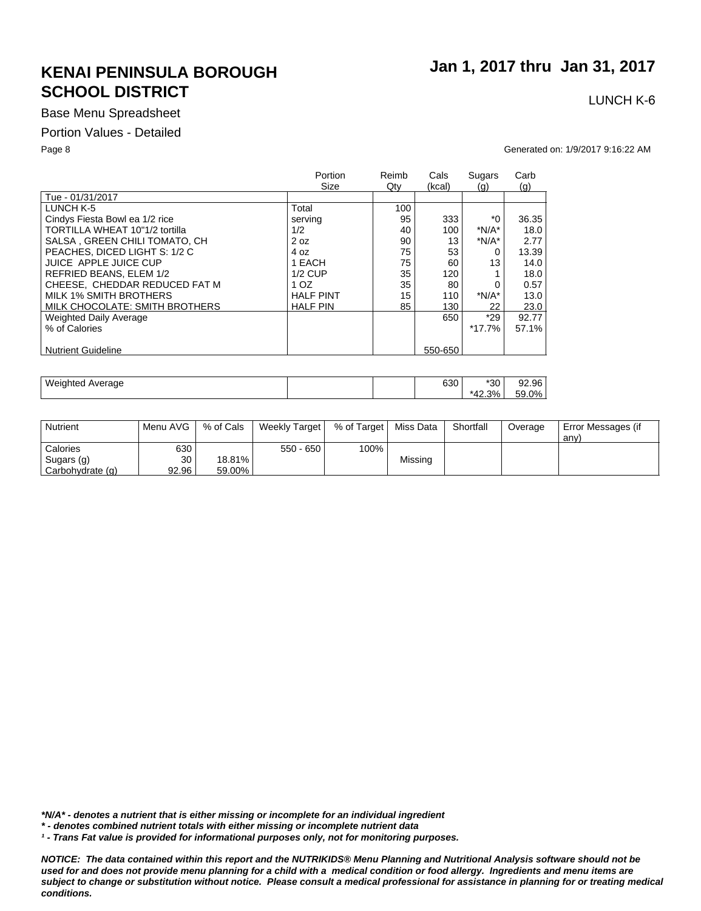# KENAI PENINSULA BOROUGH SCHOOL DISTRICT

## Jan 1, 2017 thru Jan 31, 2017

LUNCH K-6

Base Menu Spreadsheet

Portion Values - Detailed

Generated on: 1/9/2017 9:16:22 AM

| | Portion Size | Reimb Qty | Cals (kcal) | Sugars (g) | Carb (g) |
|---|---|---|---|---|---|
| Tue - 01/31/2017 | | | | | |
| LUNCH K-5 | Total | 100 | | | |
| Cindys Fiesta Bowl ea 1/2 rice | serving | 95 | 333 | *0 | 36.35 |
| TORTILLA WHEAT 10"1/2 tortilla | 1/2 | 40 | 100 | *N/A* | 18.0 |
| SALSA , GREEN CHILI TOMATO, CH | 2 oz | 90 | 13 | *N/A* | 2.77 |
| PEACHES, DICED LIGHT S: 1/2 C | 4 oz | 75 | 53 | 0 | 13.39 |
| JUICE APPLE JUICE CUP | 1 EACH | 75 | 60 | 13 | 14.0 |
| REFRIED BEANS, ELEM 1/2 | 1/2 CUP | 35 | 120 | 1 | 18.0 |
| CHEESE, CHEDDAR REDUCED FAT M | 1 OZ | 35 | 80 | 0 | 0.57 |
| MILK 1% SMITH BROTHERS | HALF PINT | 15 | 110 | *N/A* | 13.0 |
| MILK CHOCOLATE: SMITH BROTHERS | HALF PIN | 85 | 130 | 22 | 23.0 |
| Weighted Daily Average | | | 650 | *29 | 92.77 |
| % of Calories | | | | *17.7% | 57.1% |
| Nutrient Guideline | | | 550-650 | | |

| | | | | | |
|---|---|---|---|---|---|
| Weighted Average | | | 630 | *30<br>*42.3% | 92.96<br>59.0% |

| Nutrient | Menu AVG | % of Cals | Weekly Target | % of Target | Miss Data | Shortfall | Overage | Error Messages (if any) |
|---|---|---|---|---|---|---|---|---|
| Calories | 630 | | 550 - 650 | 100% | | | | |
| Sugars (g) | 30 | 18.81% | | | Missing | | | |
| Carbohydrate (g) | 92.96 | 59.00% | | | | | | |

***N/A* - denotes a nutrient that is either missing or incomplete for an individual ingredient**

***** - denotes combined nutrient totals with either missing or incomplete nutrient data**

***¹ - Trans Fat value is provided for informational purposes only, not for monitoring purposes.***

***NOTICE: The data contained within this report and the NUTRIKIDS® Menu Planning and Nutritional Analysis software should not be used for and does not provide menu planning for a child with a medical condition or food allergy. Ingredients and menu items are subject to change or substitution without notice. Please consult a medical professional for assistance in planning for or treating medical conditions.***